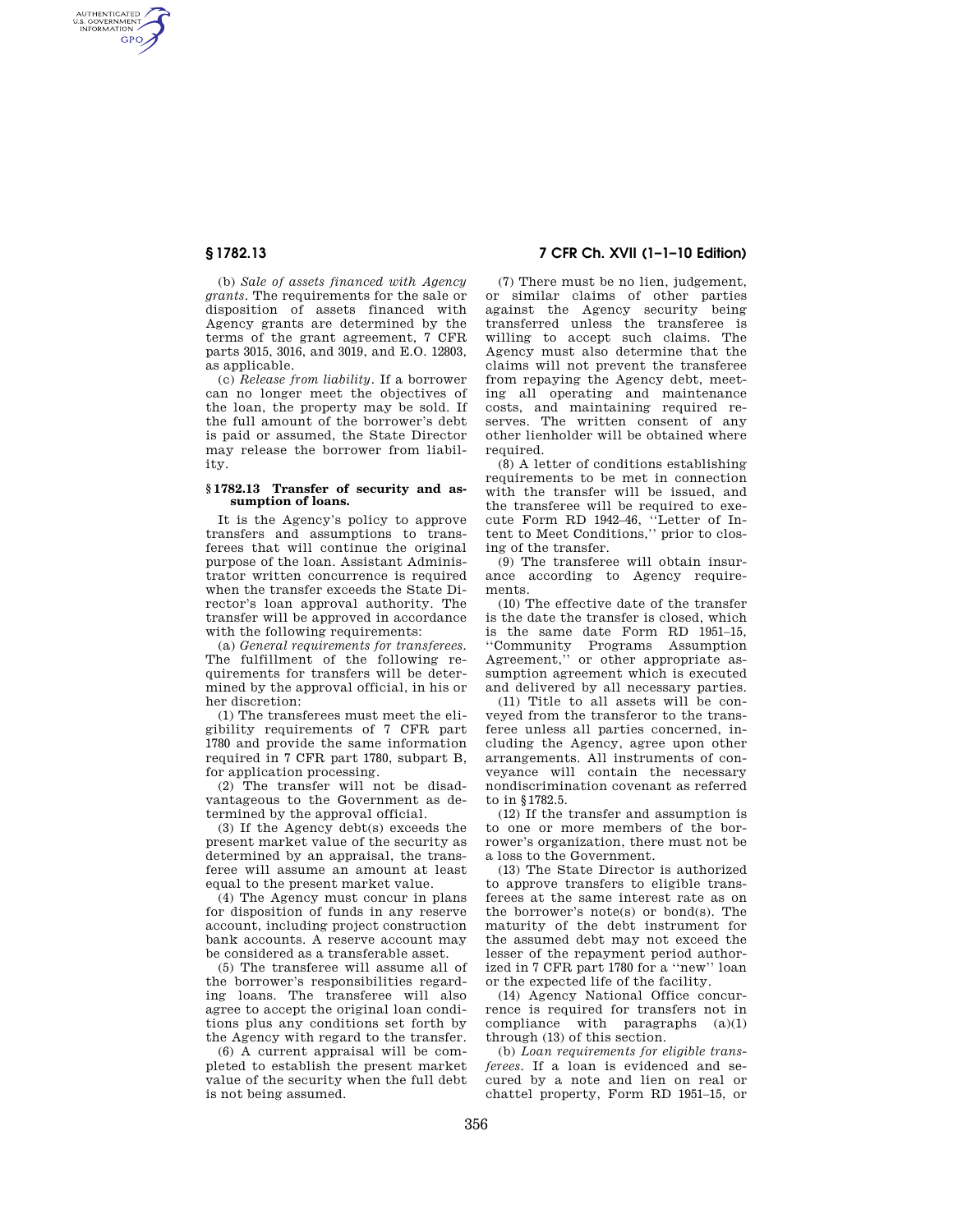(b) *Sale of assets financed with Agency grants.* The requirements for the sale or disposition of assets financed with Agency grants are determined by the terms of the grant agreement, 7 CFR parts 3015, 3016, and 3019, and E.O. 12803, as applicable.

(c) *Release from liability.* If a borrower can no longer meet the objectives of the loan, the property may be sold. If the full amount of the borrower's debt is paid or assumed, the State Director may release the borrower from liability.

### § 1782.13 Transfer of security and assumption of loans.

It is the Agency's policy to approve transfers and assumptions to transferees that will continue the original purpose of the loan. Assistant Administrator written concurrence is required when the transfer exceeds the State Director's loan approval authority. The transfer will be approved in accordance with the following requirements:

(a) *General requirements for transferees.* The fulfillment of the following requirements for transfers will be determined by the approval official, in his or her discretion:

(1) The transferees must meet the eligibility requirements of 7 CFR part 1780 and provide the same information required in 7 CFR part 1780, subpart B, for application processing.

(2) The transfer will not be disadvantageous to the Government as determined by the approval official.

(3) If the Agency debt(s) exceeds the present market value of the security as determined by an appraisal, the transferee will assume an amount at least equal to the present market value.

(4) The Agency must concur in plans for disposition of funds in any reserve account, including project construction bank accounts. A reserve account may be considered as a transferable asset.

(5) The transferee will assume all of the borrower's responsibilities regarding loans. The transferee will also agree to accept the original loan conditions plus any conditions set forth by the Agency with regard to the transfer.

(6) A current appraisal will be completed to establish the present market value of the security when the full debt is not being assumed.

(7) There must be no lien, judgement, or similar claims of other parties against the Agency security being transferred unless the transferee is willing to accept such claims. The Agency must also determine that the claims will not prevent the transferee from repaying the Agency debt, meeting all operating and maintenance costs, and maintaining required reserves. The written consent of any other lienholder will be obtained where required.

(8) A letter of conditions establishing requirements to be met in connection with the transfer will be issued, and the transferee will be required to execute Form RD 1942–46, ''Letter of Intent to Meet Conditions,'' prior to closing of the transfer.

(9) The transferee will obtain insurance according to Agency requirements.

(10) The effective date of the transfer is the date the transfer is closed, which is the same date Form RD 1951–15, ''Community Programs Assumption Agreement,'' or other appropriate assumption agreement which is executed and delivered by all necessary parties.

(11) Title to all assets will be conveyed from the transferor to the transferee unless all parties concerned, including the Agency, agree upon other arrangements. All instruments of conveyance will contain the necessary nondiscrimination covenant as referred to in § 1782.5.

(12) If the transfer and assumption is to one or more members of the borrower's organization, there must not be a loss to the Government.

(13) The State Director is authorized to approve transfers to eligible transferees at the same interest rate as on the borrower's note(s) or bond(s). The maturity of the debt instrument for the assumed debt may not exceed the lesser of the repayment period authorized in 7 CFR part 1780 for a ''new'' loan or the expected life of the facility.

(14) Agency National Office concurrence is required for transfers not in compliance with paragraphs (a)(1) through (13) of this section.

(b) *Loan requirements for eligible transferees.* If a loan is evidenced and secured by a note and lien on real or chattel property, Form RD 1951–15, or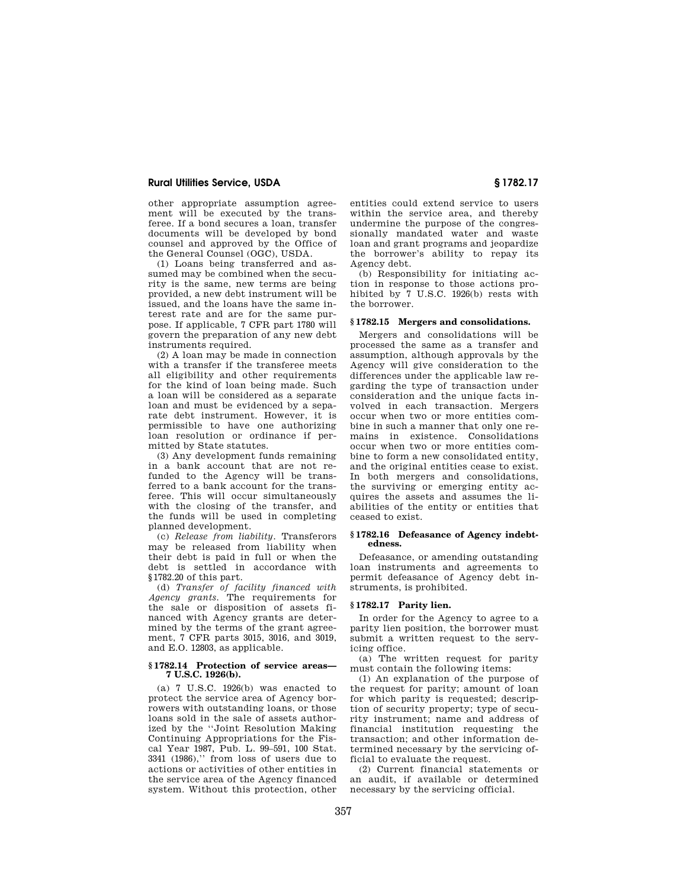other appropriate assumption agreement will be executed by the transferee. If a bond secures a loan, transfer documents will be developed by bond counsel and approved by the Office of the General Counsel (OGC), USDA.

(1) Loans being transferred and assumed may be combined when the security is the same, new terms are being provided, a new debt instrument will be issued, and the loans have the same interest rate and are for the same purpose. If applicable, 7 CFR part 1780 will govern the preparation of any new debt instruments required.

(2) A loan may be made in connection with a transfer if the transferee meets all eligibility and other requirements for the kind of loan being made. Such a loan will be considered as a separate loan and must be evidenced by a separate debt instrument. However, it is permissible to have one authorizing loan resolution or ordinance if permitted by State statutes.

(3) Any development funds remaining in a bank account that are not refunded to the Agency will be transferred to a bank account for the transferee. This will occur simultaneously with the closing of the transfer, and the funds will be used in completing planned development.

(c) *Release from liability.* Transferors may be released from liability when their debt is paid in full or when the debt is settled in accordance with §1782.20 of this part.

(d) *Transfer of facility financed with Agency grants.* The requirements for the sale or disposition of assets financed with Agency grants are determined by the terms of the grant agreement, 7 CFR parts 3015, 3016, and 3019, and E.O. 12803, as applicable.

### §1782.14 Protection of service areas—7 U.S.C. 1926(b).

(a) 7 U.S.C. 1926(b) was enacted to protect the service area of Agency borrowers with outstanding loans, or those loans sold in the sale of assets authorized by the ''Joint Resolution Making Continuing Appropriations for the Fiscal Year 1987, Pub. L. 99–591, 100 Stat. 3341 (1986),'' from loss of users due to actions or activities of other entities in the service area of the Agency financed system. Without this protection, other entities could extend service to users within the service area, and thereby undermine the purpose of the congressionally mandated water and waste loan and grant programs and jeopardize the borrower's ability to repay its Agency debt.

(b) Responsibility for initiating action in response to those actions prohibited by 7 U.S.C. 1926(b) rests with the borrower.

### §1782.15 Mergers and consolidations.

Mergers and consolidations will be processed the same as a transfer and assumption, although approvals by the Agency will give consideration to the differences under the applicable law regarding the type of transaction under consideration and the unique facts involved in each transaction. Mergers occur when two or more entities combine in such a manner that only one remains in existence. Consolidations occur when two or more entities combine to form a new consolidated entity, and the original entities cease to exist. In both mergers and consolidations, the surviving or emerging entity acquires the assets and assumes the liabilities of the entity or entities that ceased to exist.

### §1782.16 Defeasance of Agency indebtedness.

Defeasance, or amending outstanding loan instruments and agreements to permit defeasance of Agency debt instruments, is prohibited.

### §1782.17 Parity lien.

In order for the Agency to agree to a parity lien position, the borrower must submit a written request to the servicing office.

(a) The written request for parity must contain the following items:

(1) An explanation of the purpose of the request for parity; amount of loan for which parity is requested; description of security property; type of security instrument; name and address of financial institution requesting the transaction; and other information determined necessary by the servicing official to evaluate the request.

(2) Current financial statements or an audit, if available or determined necessary by the servicing official.